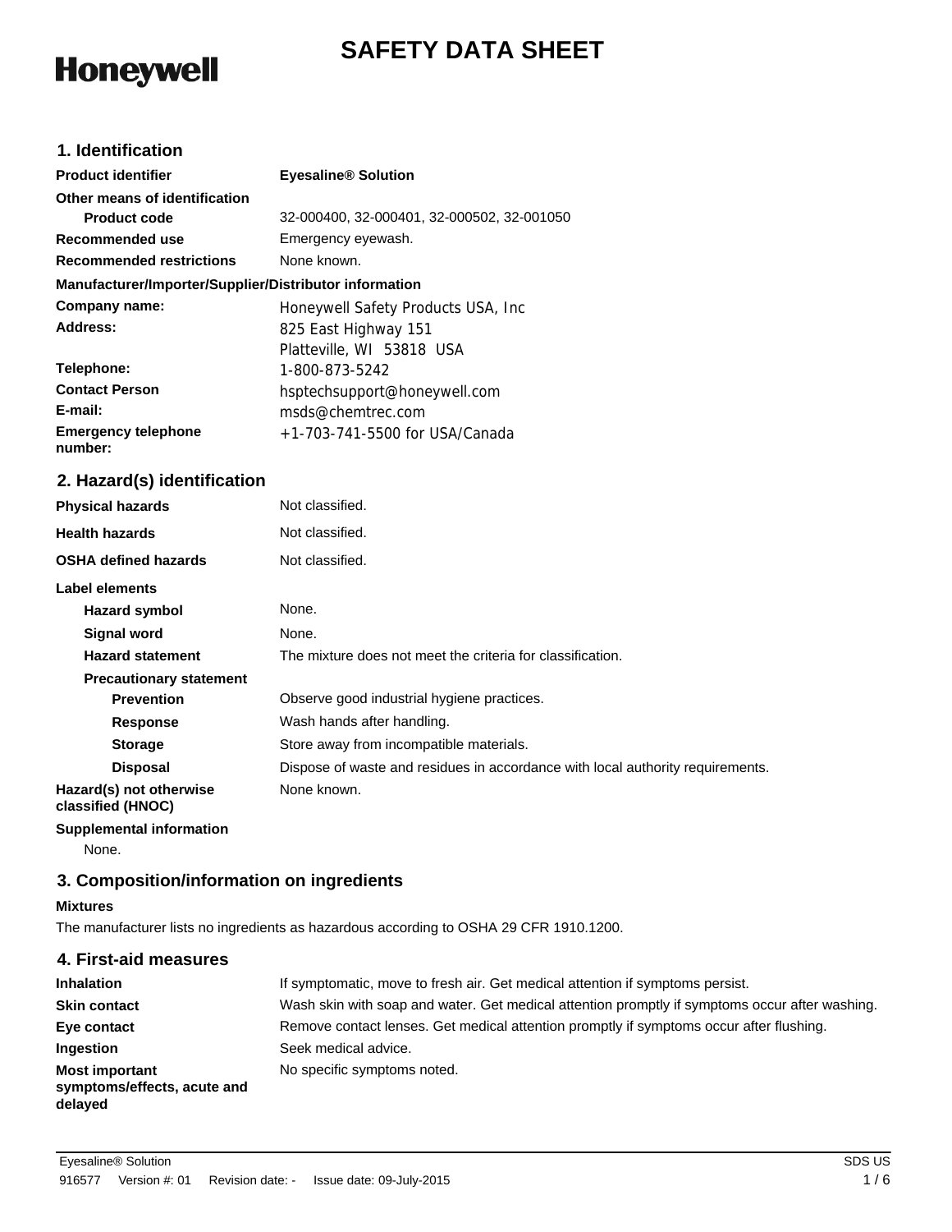Honeywell

# SAFETY DATA SHEET

## 1. Identification

| | |
|---|---|
| **Product identifier** | **Eyesaline® Solution** |
| **Other means of identification** | |
| **Product code** | 32-000400, 32-000401, 32-000502, 32-001050 |
| **Recommended use** | Emergency eyewash. |
| **Recommended restrictions** | None known. |

**Manufacturer/Importer/Supplier/Distributor information**

| | |
|---|---|
| **Company name:** | Honeywell Safety Products USA, Inc |
| **Address:** | 825 East Highway 151<br>Platteville, WI 53818 USA |
| **Telephone:** | 1-800-873-5242 |
| **Contact Person** | hsptechsupport@honeywell.com |
| **E-mail:** | msds@chemtrec.com |
| **Emergency telephone number:** | +1-703-741-5500 for USA/Canada |

## 2. Hazard(s) identification

| | |
|---|---|
| **Physical hazards** | Not classified. |
| **Health hazards** | Not classified. |
| **OSHA defined hazards** | Not classified. |

**Label elements**

| | |
|---|---|
| **Hazard symbol** | None. |
| **Signal word** | None. |
| **Hazard statement** | The mixture does not meet the criteria for classification. |
| **Precautionary statement** | |
| **Prevention** | Observe good industrial hygiene practices. |
| **Response** | Wash hands after handling. |
| **Storage** | Store away from incompatible materials. |
| **Disposal** | Dispose of waste and residues in accordance with local authority requirements. |
| **Hazard(s) not otherwise classified (HNOC)** | None known. |

**Supplemental information**

None.

## 3. Composition/information on ingredients

**Mixtures**

The manufacturer lists no ingredients as hazardous according to OSHA 29 CFR 1910.1200.

## 4. First-aid measures

| | |
|---|---|
| **Inhalation** | If symptomatic, move to fresh air. Get medical attention if symptoms persist. |
| **Skin contact** | Wash skin with soap and water. Get medical attention promptly if symptoms occur after washing. |
| **Eye contact** | Remove contact lenses. Get medical attention promptly if symptoms occur after flushing. |
| **Ingestion** | Seek medical advice. |
| **Most important symptoms/effects, acute and delayed** | No specific symptoms noted. |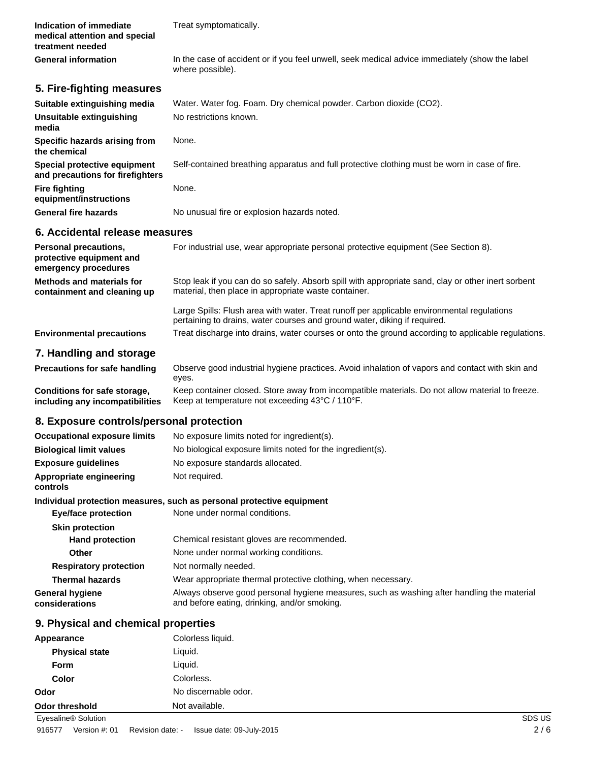| | |
|---|---|
| **Indication of immediate medical attention and special treatment needed** | Treat symptomatically. |
| **General information** | In the case of accident or if you feel unwell, seek medical advice immediately (show the label where possible). |

## 5. Fire-fighting measures

| | |
|---|---|
| **Suitable extinguishing media** | Water. Water fog. Foam. Dry chemical powder. Carbon dioxide ($CO_2$). |
| **Unsuitable extinguishing media** | No restrictions known. |
| **Specific hazards arising from the chemical** | None. |
| **Special protective equipment and precautions for firefighters** | Self-contained breathing apparatus and full protective clothing must be worn in case of fire. |
| **Fire fighting equipment/instructions** | None. |
| **General fire hazards** | No unusual fire or explosion hazards noted. |

## 6. Accidental release measures

| | |
|---|---|
| **Personal precautions, protective equipment and emergency procedures** | For industrial use, wear appropriate personal protective equipment (See Section 8). |
| **Methods and materials for containment and cleaning up** | Stop leak if you can do so safely. Absorb spill with appropriate sand, clay or other inert sorbent material, then place in appropriate waste container. |
| | Large Spills: Flush area with water. Treat runoff per applicable environmental regulations pertaining to drains, water courses and ground water, diking if required. |
| **Environmental precautions** | Treat discharge into drains, water courses or onto the ground according to applicable regulations. |

## 7. Handling and storage

| | |
|---|---|
| **Precautions for safe handling** | Observe good industrial hygiene practices. Avoid inhalation of vapors and contact with skin and eyes. |
| **Conditions for safe storage, including any incompatibilities** | Keep container closed. Store away from incompatible materials. Do not allow material to freeze. Keep at temperature not exceeding 43°C / 110°F. |

## 8. Exposure controls/personal protection

| | |
|---|---|
| **Occupational exposure limits** | No exposure limits noted for ingredient(s). |
| **Biological limit values** | No biological exposure limits noted for the ingredient(s). |
| **Exposure guidelines** | No exposure standards allocated. |
| **Appropriate engineering controls** | Not required. |

**Individual protection measures, such as personal protective equipment**

| | |
|---|---|
| **Eye/face protection** | None under normal conditions. |
| **Skin protection** | |
| **Hand protection** | Chemical resistant gloves are recommended. |
| **Other** | None under normal working conditions. |
| **Respiratory protection** | Not normally needed. |
| **Thermal hazards** | Wear appropriate thermal protective clothing, when necessary. |
| **General hygiene considerations** | Always observe good personal hygiene measures, such as washing after handling the material and before eating, drinking, and/or smoking. |

## 9. Physical and chemical properties

| | |
|---|---|
| **Appearance** | Colorless liquid. |
| **Physical state** | Liquid. |
| **Form** | Liquid. |
| **Color** | Colorless. |
| **Odor** | No discernable odor. |
| **Odor threshold** | Not available. |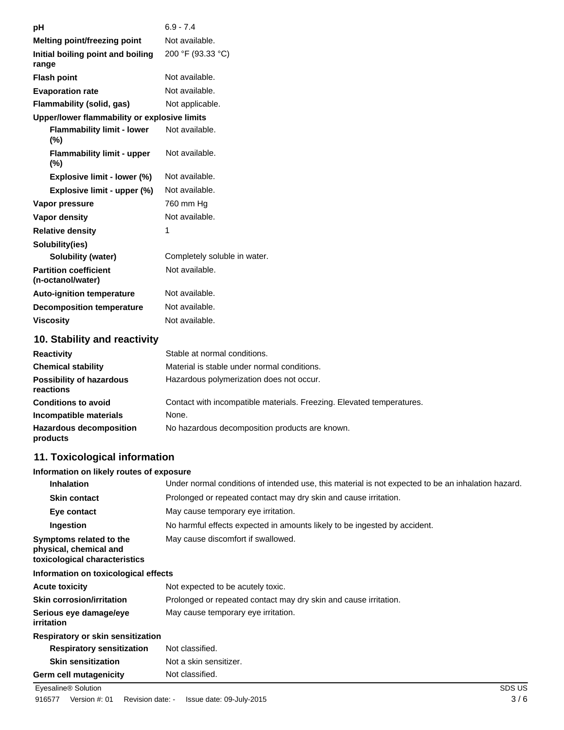| | |
|---|---|
| **pH** | 6.9 - 7.4 |
| **Melting point/freezing point** | Not available. |
| **Initial boiling point and boiling range** | 200 °F (93.33 °C) |
| **Flash point** | Not available. |
| **Evaporation rate** | Not available. |
| **Flammability (solid, gas)** | Not applicable. |
| **Upper/lower flammability or explosive limits** | |
| **Flammability limit - lower (%)** | Not available. |
| **Flammability limit - upper (%)** | Not available. |
| **Explosive limit - lower (%)** | Not available. |
| **Explosive limit - upper (%)** | Not available. |
| **Vapor pressure** | 760 mm Hg |
| **Vapor density** | Not available. |
| **Relative density** | 1 |
| **Solubility(ies)** | |
| **Solubility (water)** | Completely soluble in water. |
| **Partition coefficient (n-octanol/water)** | Not available. |
| **Auto-ignition temperature** | Not available. |
| **Decomposition temperature** | Not available. |
| **Viscosity** | Not available. |

## 10. Stability and reactivity

| | |
|---|---|
| **Reactivity** | Stable at normal conditions. |
| **Chemical stability** | Material is stable under normal conditions. |
| **Possibility of hazardous reactions** | Hazardous polymerization does not occur. |
| **Conditions to avoid** | Contact with incompatible materials. Freezing. Elevated temperatures. |
| **Incompatible materials** | None. |
| **Hazardous decomposition products** | No hazardous decomposition products are known. |

## 11. Toxicological information

| | |
|---|---|
| **Information on likely routes of exposure** | |
| **Inhalation** | Under normal conditions of intended use, this material is not expected to be an inhalation hazard. |
| **Skin contact** | Prolonged or repeated contact may dry skin and cause irritation. |
| **Eye contact** | May cause temporary eye irritation. |
| **Ingestion** | No harmful effects expected in amounts likely to be ingested by accident. |
| **Symptoms related to the physical, chemical and toxicological characteristics** | May cause discomfort if swallowed. |
| **Information on toxicological effects** | |
| **Acute toxicity** | Not expected to be acutely toxic. |
| **Skin corrosion/irritation** | Prolonged or repeated contact may dry skin and cause irritation. |
| **Serious eye damage/eye irritation** | May cause temporary eye irritation. |
| **Respiratory or skin sensitization** | |
| **Respiratory sensitization** | Not classified. |
| **Skin sensitization** | Not a skin sensitizer. |
| **Germ cell mutagenicity** | Not classified. |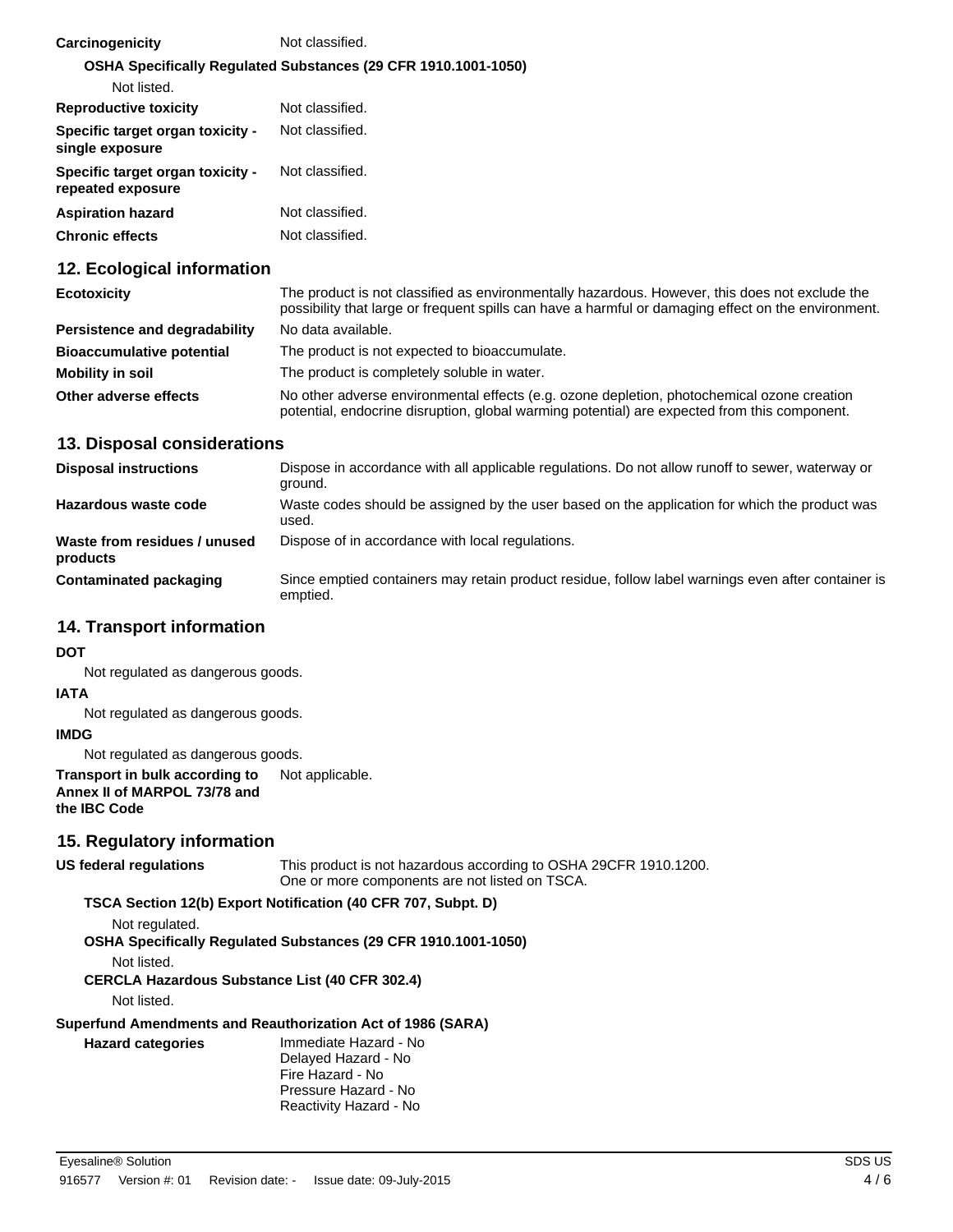| | |
|---|---|
| **Carcinogenicity** | Not classified. |

**OSHA Specifically Regulated Substances (29 CFR 1910.1001-1050)**

Not listed.

| | |
|---|---|
| **Reproductive toxicity** | Not classified. |
| **Specific target organ toxicity - single exposure** | Not classified. |
| **Specific target organ toxicity - repeated exposure** | Not classified. |
| **Aspiration hazard** | Not classified. |
| **Chronic effects** | Not classified. |

## 12. Ecological information

| | |
|---|---|
| **Ecotoxicity** | The product is not classified as environmentally hazardous. However, this does not exclude the possibility that large or frequent spills can have a harmful or damaging effect on the environment. |
| **Persistence and degradability** | No data available. |
| **Bioaccumulative potential** | The product is not expected to bioaccumulate. |
| **Mobility in soil** | The product is completely soluble in water. |
| **Other adverse effects** | No other adverse environmental effects (e.g. ozone depletion, photochemical ozone creation potential, endocrine disruption, global warming potential) are expected from this component. |

## 13. Disposal considerations

| | |
|---|---|
| **Disposal instructions** | Dispose in accordance with all applicable regulations. Do not allow runoff to sewer, waterway or ground. |
| **Hazardous waste code** | Waste codes should be assigned by the user based on the application for which the product was used. |
| **Waste from residues / unused products** | Dispose of in accordance with local regulations. |
| **Contaminated packaging** | Since emptied containers may retain product residue, follow label warnings even after container is emptied. |

## 14. Transport information

**DOT**

Not regulated as dangerous goods.

**IATA**

Not regulated as dangerous goods.

**IMDG**

Not regulated as dangerous goods.

| | |
|---|---|
| **Transport in bulk according to Annex II of MARPOL 73/78 and the IBC Code** | Not applicable. |

## 15. Regulatory information

| | |
|---|---|
| **US federal regulations** | This product is not hazardous according to OSHA 29CFR 1910.1200.<br>One or more components are not listed on TSCA. |

**TSCA Section 12(b) Export Notification (40 CFR 707, Subpt. D)**

Not regulated.

**OSHA Specifically Regulated Substances (29 CFR 1910.1001-1050)**

Not listed.

**CERCLA Hazardous Substance List (40 CFR 302.4)**

Not listed.

**Superfund Amendments and Reauthorization Act of 1986 (SARA)**

| | |
|---|---|
| **Hazard categories** | Immediate Hazard - No<br>Delayed Hazard - No<br>Fire Hazard - No<br>Pressure Hazard - No<br>Reactivity Hazard - No |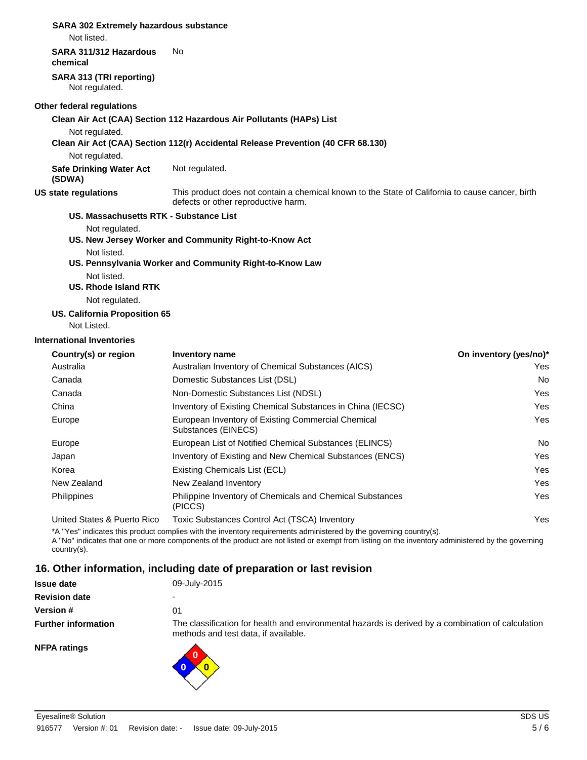**SARA 302 Extremely hazardous substance**

Not listed.

**SARA 311/312 Hazardous chemical** No

**SARA 313 (TRI reporting)**

Not regulated.

**Other federal regulations**

**Clean Air Act (CAA) Section 112 Hazardous Air Pollutants (HAPs) List**

Not regulated.

**Clean Air Act (CAA) Section 112(r) Accidental Release Prevention (40 CFR 68.130)**

Not regulated.

**Safe Drinking Water Act (SDWA)** Not regulated.

**US state regulations** This product does not contain a chemical known to the State of California to cause cancer, birth defects or other reproductive harm.

**US. Massachusetts RTK - Substance List**

Not regulated.

**US. New Jersey Worker and Community Right-to-Know Act**

Not listed.

**US. Pennsylvania Worker and Community Right-to-Know Law**

Not listed.

**US. Rhode Island RTK**

Not regulated.

**US. California Proposition 65**

Not Listed.

**International Inventories**

| Country(s) or region | Inventory name | On inventory (yes/no)* |
|---|---|---|
| Australia | Australian Inventory of Chemical Substances (AICS) | Yes |
| Canada | Domestic Substances List (DSL) | No |
| Canada | Non-Domestic Substances List (NDSL) | Yes |
| China | Inventory of Existing Chemical Substances in China (IECSC) | Yes |
| Europe | European Inventory of Existing Commercial Chemical Substances (EINECS) | Yes |
| Europe | European List of Notified Chemical Substances (ELINCS) | No |
| Japan | Inventory of Existing and New Chemical Substances (ENCS) | Yes |
| Korea | Existing Chemicals List (ECL) | Yes |
| New Zealand | New Zealand Inventory | Yes |
| Philippines | Philippine Inventory of Chemicals and Chemical Substances (PICCS) | Yes |
| United States & Puerto Rico | Toxic Substances Control Act (TSCA) Inventory | Yes |

*A "Yes" indicates this product complies with the inventory requirements administered by the governing country(s).
A "No" indicates that one or more components of the product are not listed or exempt from listing on the inventory administered by the governing country(s).

## 16. Other information, including date of preparation or last revision

**Issue date** 09-July-2015

**Revision date** -

**Version #** 01

**Further information** The classification for health and environmental hazards is derived by a combination of calculation methods and test data, if available.

**NFPA ratings**

Health: 0, Flammability: 0, Instability: 0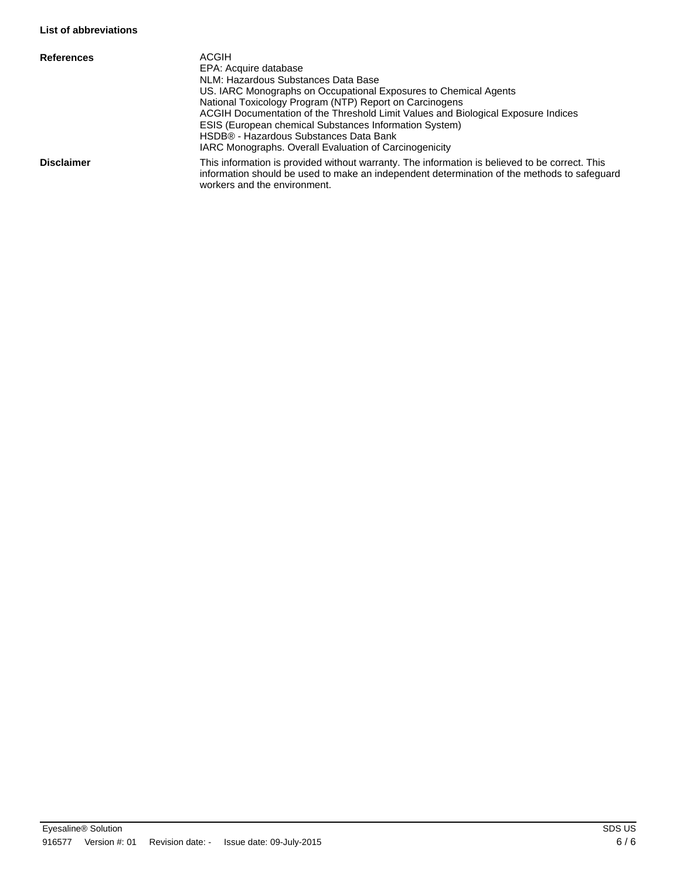**List of abbreviations**

**References**

ACGIH
EPA: Acquire database
NLM: Hazardous Substances Data Base
US. IARC Monographs on Occupational Exposures to Chemical Agents
National Toxicology Program (NTP) Report on Carcinogens
ACGIH Documentation of the Threshold Limit Values and Biological Exposure Indices
ESIS (European chemical Substances Information System)
HSDB® - Hazardous Substances Data Bank
IARC Monographs. Overall Evaluation of Carcinogenicity

**Disclaimer**

This information is provided without warranty. The information is believed to be correct. This information should be used to make an independent determination of the methods to safeguard workers and the environment.